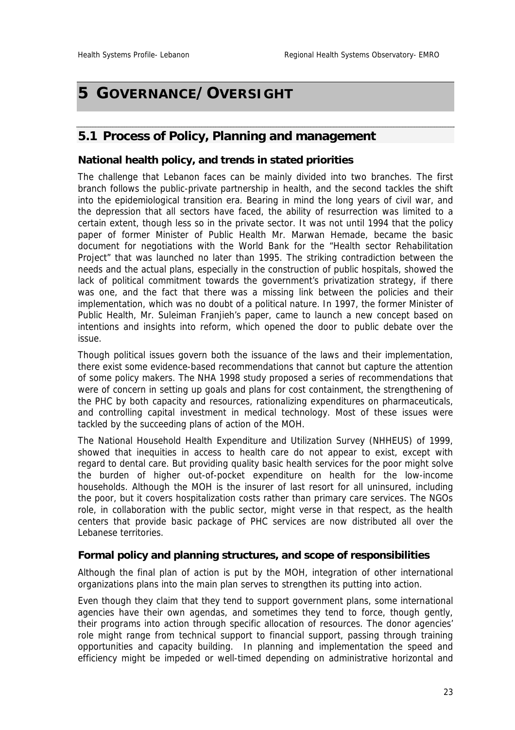# 5 GOVERNANCE/OVERSIGHT

## 5.1 Process of Policy, Planning and management

### National health policy, and trends in stated priorities

The challenge that Lebanon faces can be mainly divided into two branches. The first branch follows the public-private partnership in health, and the second tackles the shift into the epidemiological transition era. Bearing in mind the long years of civil war, and the depression that all sectors have faced, the ability of resurrection was limited to a certain extent, though less so in the private sector. It was not until 1994 that the policy paper of former Minister of Public Health Mr. Marwan Hemade, became the basic document for negotiations with the World Bank for the "Health sector Rehabilitation Project" that was launched no later than 1995. The striking contradiction between the needs and the actual plans, especially in the construction of public hospitals, showed the lack of political commitment towards the government's privatization strategy, if there was one, and the fact that there was a missing link between the policies and their implementation, which was no doubt of a political nature. In 1997, the former Minister of Public Health, Mr. Suleiman Franjieh's paper, came to launch a new concept based on intentions and insights into reform, which opened the door to public debate over the issue.

Though political issues govern both the issuance of the laws and their implementation, there exist some evidence-based recommendations that cannot but capture the attention of some policy makers. The NHA 1998 study proposed a series of recommendations that were of concern in setting up goals and plans for cost containment, the strengthening of the PHC by both capacity and resources, rationalizing expenditures on pharmaceuticals, and controlling capital investment in medical technology. Most of these issues were tackled by the succeeding plans of action of the MOH.

The National Household Health Expenditure and Utilization Survey (NHHEUS) of 1999, showed that inequities in access to health care do not appear to exist, except with regard to dental care. But providing quality basic health services for the poor might solve the burden of higher out-of-pocket expenditure on health for the low-income households. Although the MOH is the insurer of last resort for all uninsured, including the poor, but it covers hospitalization costs rather than primary care services. The NGOs role, in collaboration with the public sector, might verse in that respect, as the health centers that provide basic package of PHC services are now distributed all over the Lebanese territories.

### Formal policy and planning structures, and scope of responsibilities

Although the final plan of action is put by the MOH, integration of other international organizations plans into the main plan serves to strengthen its putting into action.

Even though they claim that they tend to support government plans, some international agencies have their own agendas, and sometimes they tend to force, though gently, their programs into action through specific allocation of resources. The donor agencies' role might range from technical support to financial support, passing through training opportunities and capacity building. In planning and implementation the speed and efficiency might be impeded or well-timed depending on administrative horizontal and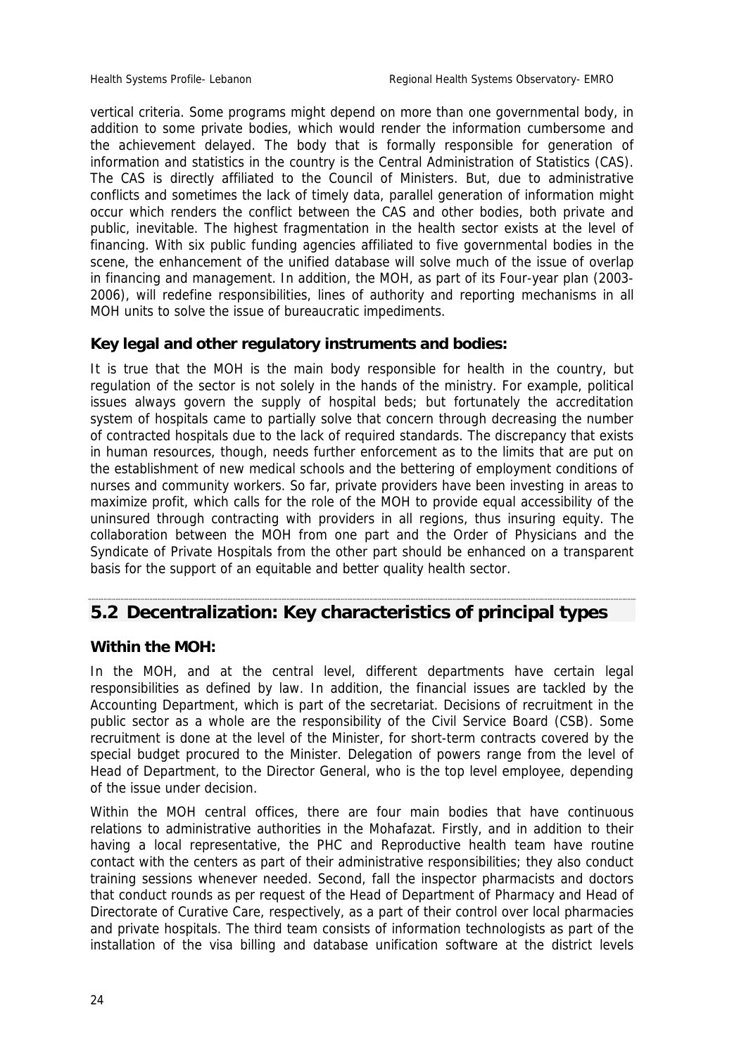vertical criteria. Some programs might depend on more than one governmental body, in addition to some private bodies, which would render the information cumbersome and the achievement delayed. The body that is formally responsible for generation of information and statistics in the country is the Central Administration of Statistics (CAS). The CAS is directly affiliated to the Council of Ministers. But, due to administrative conflicts and sometimes the lack of timely data, parallel generation of information might occur which renders the conflict between the CAS and other bodies, both private and public, inevitable. The highest fragmentation in the health sector exists at the level of financing. With six public funding agencies affiliated to five governmental bodies in the scene, the enhancement of the unified database will solve much of the issue of overlap in financing and management. In addition, the MOH, as part of its Four-year plan (2003-2006), will redefine responsibilities, lines of authority and reporting mechanisms in all MOH units to solve the issue of bureaucratic impediments.

### Key legal and other regulatory instruments and bodies:

It is true that the MOH is the main body responsible for health in the country, but regulation of the sector is not solely in the hands of the ministry. For example, political issues always govern the supply of hospital beds; but fortunately the accreditation system of hospitals came to partially solve that concern through decreasing the number of contracted hospitals due to the lack of required standards. The discrepancy that exists in human resources, though, needs further enforcement as to the limits that are put on the establishment of new medical schools and the bettering of employment conditions of nurses and community workers. So far, private providers have been investing in areas to maximize profit, which calls for the role of the MOH to provide equal accessibility of the uninsured through contracting with providers in all regions, thus insuring equity. The collaboration between the MOH from one part and the Order of Physicians and the Syndicate of Private Hospitals from the other part should be enhanced on a transparent basis for the support of an equitable and better quality health sector.

## 5.2 Decentralization: Key characteristics of principal types

### Within the MOH:

In the MOH, and at the central level, different departments have certain legal responsibilities as defined by law. In addition, the financial issues are tackled by the Accounting Department, which is part of the secretariat. Decisions of recruitment in the public sector as a whole are the responsibility of the Civil Service Board (CSB). Some recruitment is done at the level of the Minister, for short-term contracts covered by the special budget procured to the Minister. Delegation of powers range from the level of Head of Department, to the Director General, who is the top level employee, depending of the issue under decision.

Within the MOH central offices, there are four main bodies that have continuous relations to administrative authorities in the Mohafazat. Firstly, and in addition to their having a local representative, the PHC and Reproductive health team have routine contact with the centers as part of their administrative responsibilities; they also conduct training sessions whenever needed. Second, fall the inspector pharmacists and doctors that conduct rounds as per request of the Head of Department of Pharmacy and Head of Directorate of Curative Care, respectively, as a part of their control over local pharmacies and private hospitals. The third team consists of information technologists as part of the installation of the visa billing and database unification software at the district levels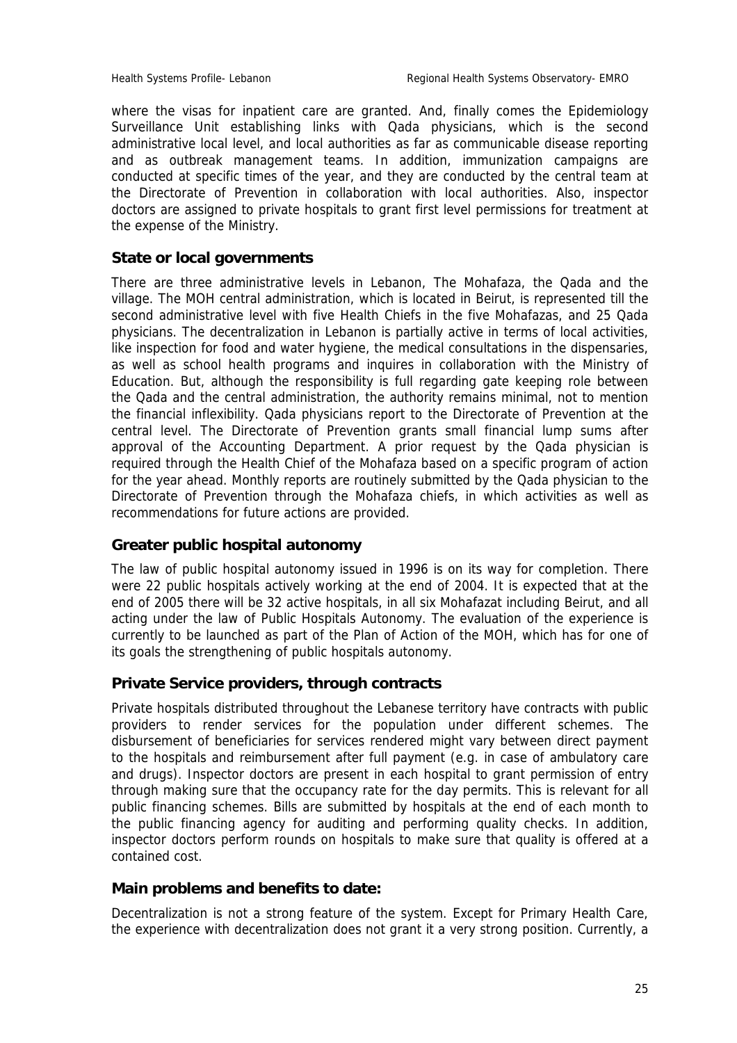where the visas for inpatient care are granted. And, finally comes the Epidemiology Surveillance Unit establishing links with Qada physicians, which is the second administrative local level, and local authorities as far as communicable disease reporting and as outbreak management teams. In addition, immunization campaigns are conducted at specific times of the year, and they are conducted by the central team at the Directorate of Prevention in collaboration with local authorities. Also, inspector doctors are assigned to private hospitals to grant first level permissions for treatment at the expense of the Ministry.

### State or local governments

There are three administrative levels in Lebanon, The Mohafaza, the Qada and the village. The MOH central administration, which is located in Beirut, is represented till the second administrative level with five Health Chiefs in the five Mohafazas, and 25 Qada physicians. The decentralization in Lebanon is partially active in terms of local activities, like inspection for food and water hygiene, the medical consultations in the dispensaries, as well as school health programs and inquires in collaboration with the Ministry of Education. But, although the responsibility is full regarding gate keeping role between the Qada and the central administration, the authority remains minimal, not to mention the financial inflexibility. Qada physicians report to the Directorate of Prevention at the central level. The Directorate of Prevention grants small financial lump sums after approval of the Accounting Department. A prior request by the Qada physician is required through the Health Chief of the Mohafaza based on a specific program of action for the year ahead. Monthly reports are routinely submitted by the Qada physician to the Directorate of Prevention through the Mohafaza chiefs, in which activities as well as recommendations for future actions are provided.

### Greater public hospital autonomy

The law of public hospital autonomy issued in 1996 is on its way for completion. There were 22 public hospitals actively working at the end of 2004. It is expected that at the end of 2005 there will be 32 active hospitals, in all six Mohafazat including Beirut, and all acting under the law of Public Hospitals Autonomy. The evaluation of the experience is currently to be launched as part of the Plan of Action of the MOH, which has for one of its goals the strengthening of public hospitals autonomy.

### Private Service providers, through contracts

Private hospitals distributed throughout the Lebanese territory have contracts with public providers to render services for the population under different schemes. The disbursement of beneficiaries for services rendered might vary between direct payment to the hospitals and reimbursement after full payment (e.g. in case of ambulatory care and drugs). Inspector doctors are present in each hospital to grant permission of entry through making sure that the occupancy rate for the day permits. This is relevant for all public financing schemes. Bills are submitted by hospitals at the end of each month to the public financing agency for auditing and performing quality checks. In addition, inspector doctors perform rounds on hospitals to make sure that quality is offered at a contained cost.

### Main problems and benefits to date:

Decentralization is not a strong feature of the system. Except for Primary Health Care, the experience with decentralization does not grant it a very strong position. Currently, a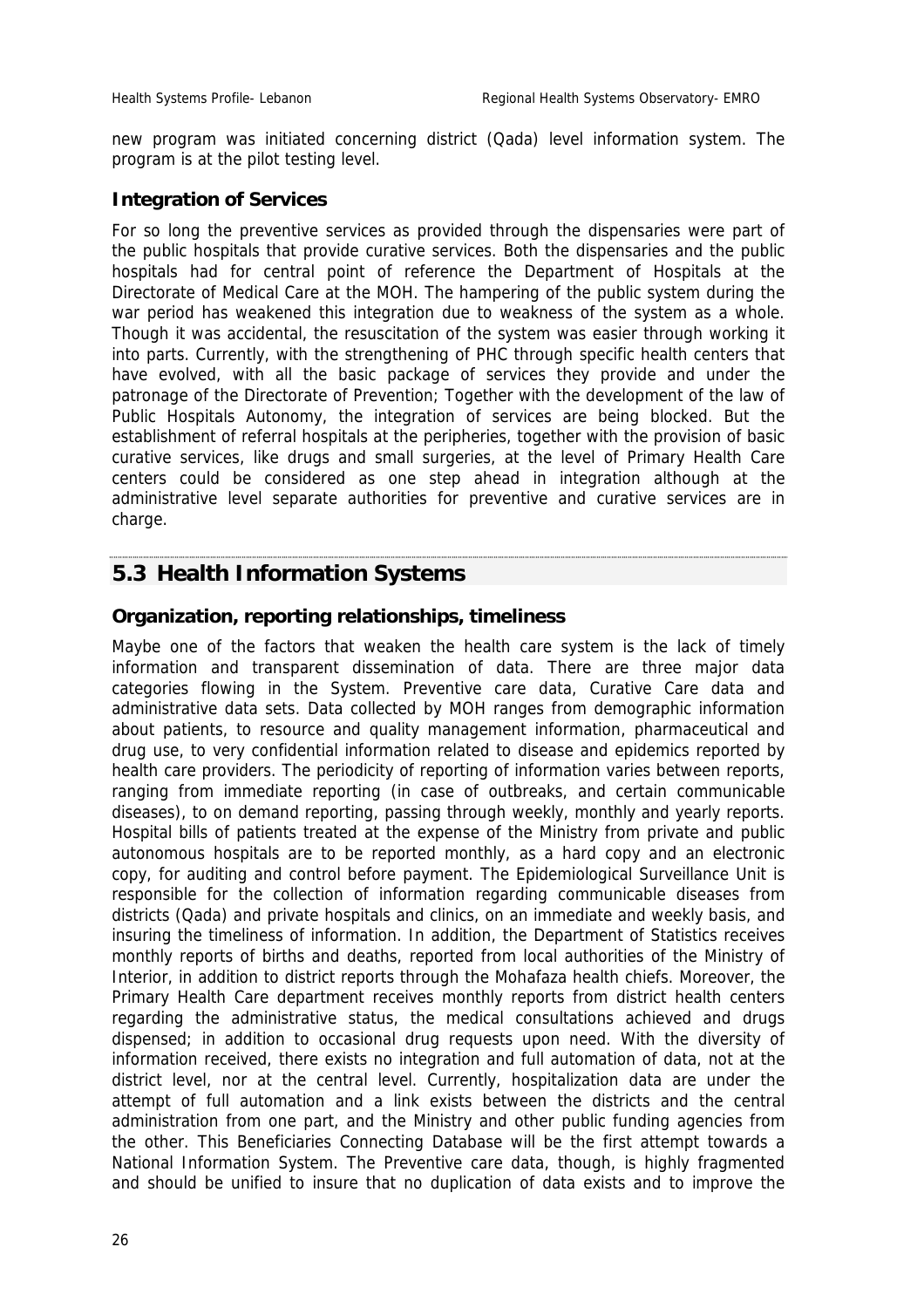new program was initiated concerning district (Qada) level information system. The program is at the pilot testing level.

### Integration of Services

For so long the preventive services as provided through the dispensaries were part of the public hospitals that provide curative services. Both the dispensaries and the public hospitals had for central point of reference the Department of Hospitals at the Directorate of Medical Care at the MOH. The hampering of the public system during the war period has weakened this integration due to weakness of the system as a whole. Though it was accidental, the resuscitation of the system was easier through working it into parts. Currently, with the strengthening of PHC through specific health centers that have evolved, with all the basic package of services they provide and under the patronage of the Directorate of Prevention; Together with the development of the law of Public Hospitals Autonomy, the integration of services are being blocked. But the establishment of referral hospitals at the peripheries, together with the provision of basic curative services, like drugs and small surgeries, at the level of Primary Health Care centers could be considered as one step ahead in integration although at the administrative level separate authorities for preventive and curative services are in charge.

## 5.3 Health Information Systems

### Organization, reporting relationships, timeliness

Maybe one of the factors that weaken the health care system is the lack of timely information and transparent dissemination of data. There are three major data categories flowing in the System. Preventive care data, Curative Care data and administrative data sets. Data collected by MOH ranges from demographic information about patients, to resource and quality management information, pharmaceutical and drug use, to very confidential information related to disease and epidemics reported by health care providers. The periodicity of reporting of information varies between reports, ranging from immediate reporting (in case of outbreaks, and certain communicable diseases), to on demand reporting, passing through weekly, monthly and yearly reports. Hospital bills of patients treated at the expense of the Ministry from private and public autonomous hospitals are to be reported monthly, as a hard copy and an electronic copy, for auditing and control before payment. The Epidemiological Surveillance Unit is responsible for the collection of information regarding communicable diseases from districts (Qada) and private hospitals and clinics, on an immediate and weekly basis, and insuring the timeliness of information. In addition, the Department of Statistics receives monthly reports of births and deaths, reported from local authorities of the Ministry of Interior, in addition to district reports through the Mohafaza health chiefs. Moreover, the Primary Health Care department receives monthly reports from district health centers regarding the administrative status, the medical consultations achieved and drugs dispensed; in addition to occasional drug requests upon need. With the diversity of information received, there exists no integration and full automation of data, not at the district level, nor at the central level. Currently, hospitalization data are under the attempt of full automation and a link exists between the districts and the central administration from one part, and the Ministry and other public funding agencies from the other. This Beneficiaries Connecting Database will be the first attempt towards a National Information System. The Preventive care data, though, is highly fragmented and should be unified to insure that no duplication of data exists and to improve the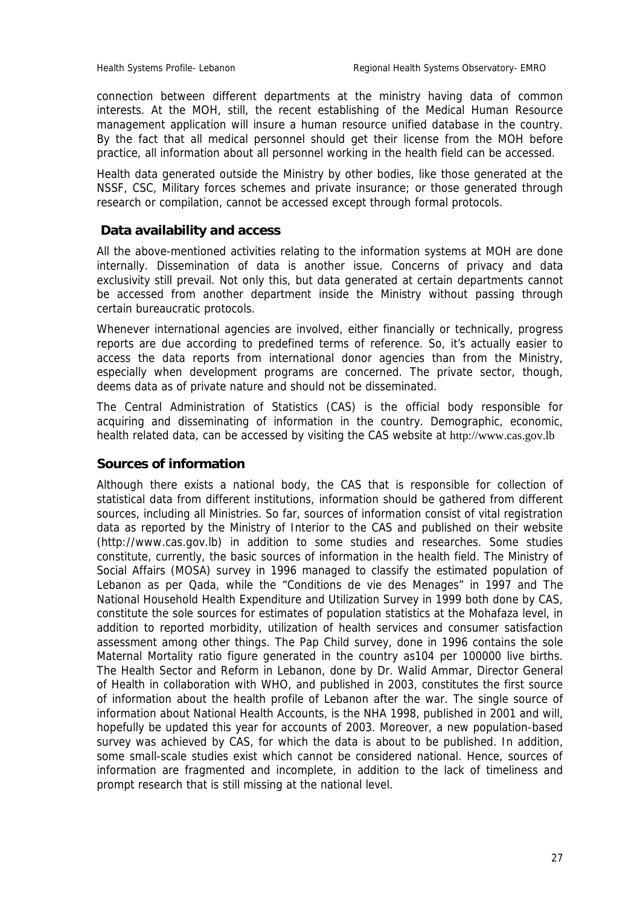connection between different departments at the ministry having data of common interests. At the MOH, still, the recent establishing of the Medical Human Resource management application will insure a human resource unified database in the country. By the fact that all medical personnel should get their license from the MOH before practice, all information about all personnel working in the health field can be accessed.

Health data generated outside the Ministry by other bodies, like those generated at the NSSF, CSC, Military forces schemes and private insurance; or those generated through research or compilation, cannot be accessed except through formal protocols.

## Data availability and access

All the above-mentioned activities relating to the information systems at MOH are done internally. Dissemination of data is another issue. Concerns of privacy and data exclusivity still prevail. Not only this, but data generated at certain departments cannot be accessed from another department inside the Ministry without passing through certain bureaucratic protocols.

Whenever international agencies are involved, either financially or technically, progress reports are due according to predefined terms of reference. So, it's actually easier to access the data reports from international donor agencies than from the Ministry, especially when development programs are concerned. The private sector, though, deems data as of private nature and should not be disseminated.

The Central Administration of Statistics (CAS) is the official body responsible for acquiring and disseminating of information in the country. Demographic, economic, health related data, can be accessed by visiting the CAS website at http://www.cas.gov.lb

## Sources of information

Although there exists a national body, the CAS that is responsible for collection of statistical data from different institutions, information should be gathered from different sources, including all Ministries. So far, sources of information consist of vital registration data as reported by the Ministry of Interior to the CAS and published on their website (http://www.cas.gov.lb) in addition to some studies and researches. Some studies constitute, currently, the basic sources of information in the health field. The Ministry of Social Affairs (MOSA) survey in 1996 managed to classify the estimated population of Lebanon as per Qada, while the "Conditions de vie des Menages" in 1997 and The National Household Health Expenditure and Utilization Survey in 1999 both done by CAS, constitute the sole sources for estimates of population statistics at the Mohafaza level, in addition to reported morbidity, utilization of health services and consumer satisfaction assessment among other things. The Pap Child survey, done in 1996 contains the sole Maternal Mortality ratio figure generated in the country as104 per 100000 live births. The Health Sector and Reform in Lebanon, done by Dr. Walid Ammar, Director General of Health in collaboration with WHO, and published in 2003, constitutes the first source of information about the health profile of Lebanon after the war. The single source of information about National Health Accounts, is the NHA 1998, published in 2001 and will, hopefully be updated this year for accounts of 2003. Moreover, a new population-based survey was achieved by CAS, for which the data is about to be published. In addition, some small-scale studies exist which cannot be considered national. Hence, sources of information are fragmented and incomplete, in addition to the lack of timeliness and prompt research that is still missing at the national level.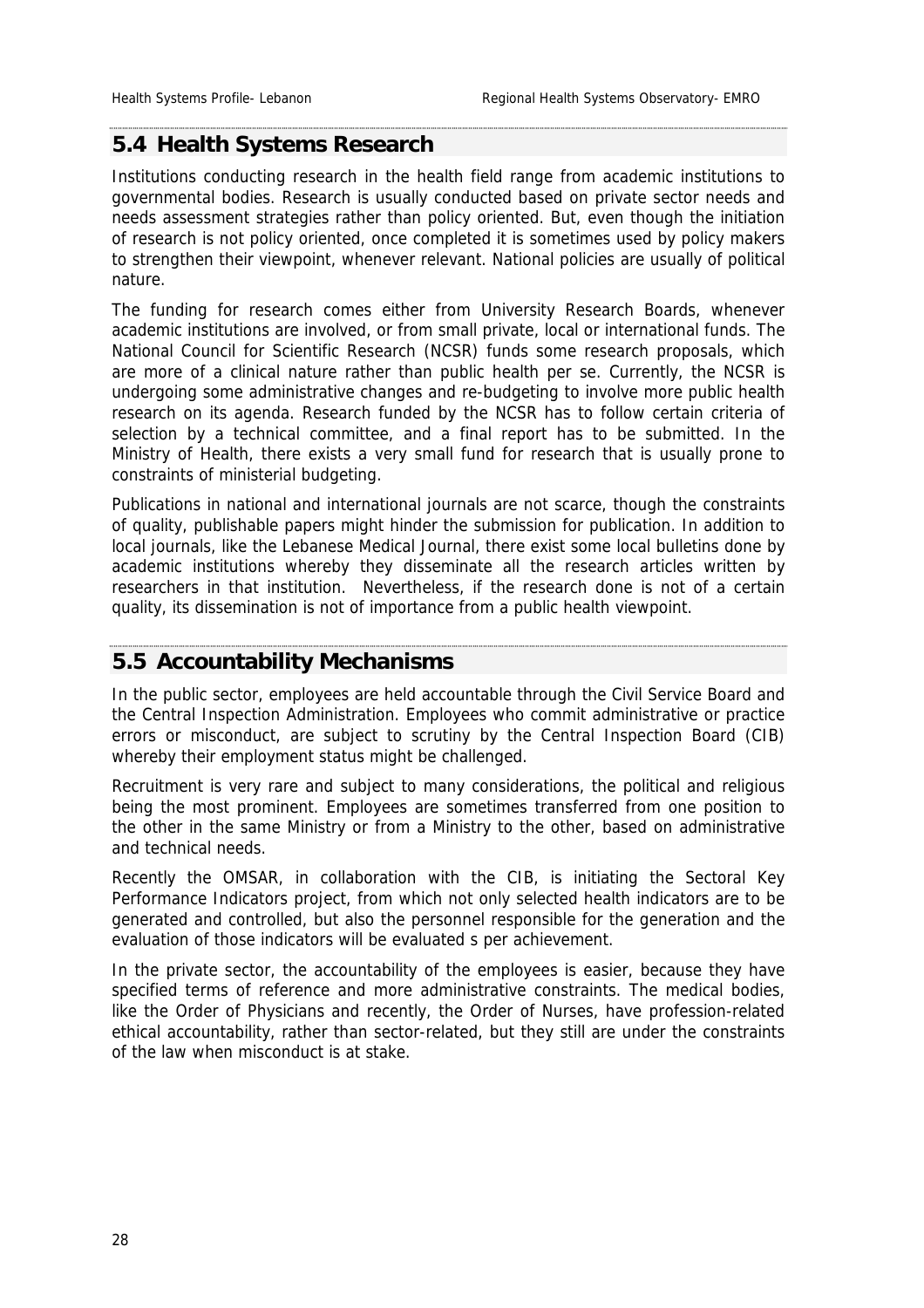## 5.4 Health Systems Research

Institutions conducting research in the health field range from academic institutions to governmental bodies. Research is usually conducted based on private sector needs and needs assessment strategies rather than policy oriented. But, even though the initiation of research is not policy oriented, once completed it is sometimes used by policy makers to strengthen their viewpoint, whenever relevant. National policies are usually of political nature.

The funding for research comes either from University Research Boards, whenever academic institutions are involved, or from small private, local or international funds. The National Council for Scientific Research (NCSR) funds some research proposals, which are more of a clinical nature rather than public health per se. Currently, the NCSR is undergoing some administrative changes and re-budgeting to involve more public health research on its agenda. Research funded by the NCSR has to follow certain criteria of selection by a technical committee, and a final report has to be submitted. In the Ministry of Health, there exists a very small fund for research that is usually prone to constraints of ministerial budgeting.

Publications in national and international journals are not scarce, though the constraints of quality, publishable papers might hinder the submission for publication. In addition to local journals, like the Lebanese Medical Journal, there exist some local bulletins done by academic institutions whereby they disseminate all the research articles written by researchers in that institution. Nevertheless, if the research done is not of a certain quality, its dissemination is not of importance from a public health viewpoint.

## 5.5 Accountability Mechanisms

In the public sector, employees are held accountable through the Civil Service Board and the Central Inspection Administration. Employees who commit administrative or practice errors or misconduct, are subject to scrutiny by the Central Inspection Board (CIB) whereby their employment status might be challenged.

Recruitment is very rare and subject to many considerations, the political and religious being the most prominent. Employees are sometimes transferred from one position to the other in the same Ministry or from a Ministry to the other, based on administrative and technical needs.

Recently the OMSAR, in collaboration with the CIB, is initiating the Sectoral Key Performance Indicators project, from which not only selected health indicators are to be generated and controlled, but also the personnel responsible for the generation and the evaluation of those indicators will be evaluated s per achievement.

In the private sector, the accountability of the employees is easier, because they have specified terms of reference and more administrative constraints. The medical bodies, like the Order of Physicians and recently, the Order of Nurses, have profession-related ethical accountability, rather than sector-related, but they still are under the constraints of the law when misconduct is at stake.